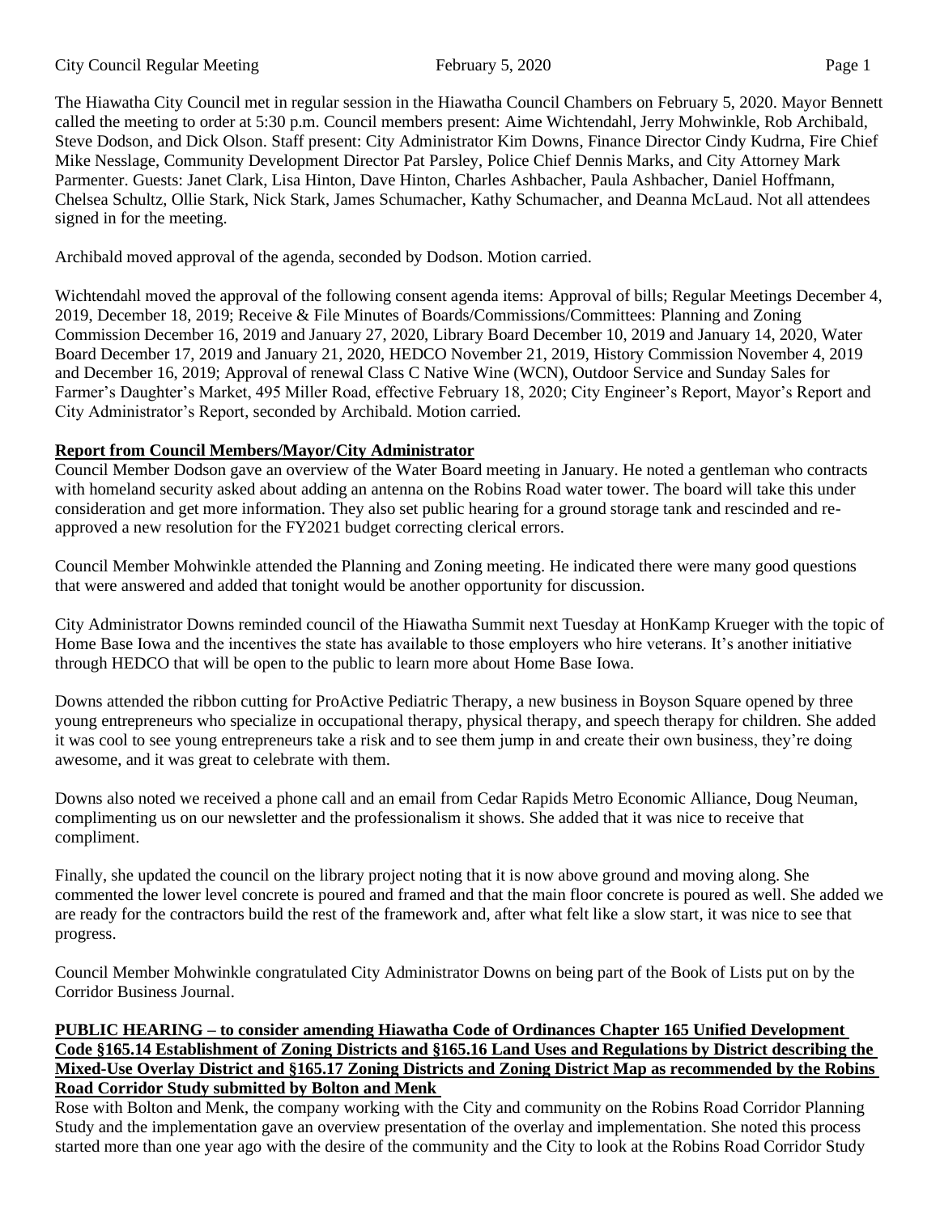The Hiawatha City Council met in regular session in the Hiawatha Council Chambers on February 5, 2020. Mayor Bennett called the meeting to order at 5:30 p.m. Council members present: Aime Wichtendahl, Jerry Mohwinkle, Rob Archibald, Steve Dodson, and Dick Olson. Staff present: City Administrator Kim Downs, Finance Director Cindy Kudrna, Fire Chief Mike Nesslage, Community Development Director Pat Parsley, Police Chief Dennis Marks, and City Attorney Mark Parmenter. Guests: Janet Clark, Lisa Hinton, Dave Hinton, Charles Ashbacher, Paula Ashbacher, Daniel Hoffmann, Chelsea Schultz, Ollie Stark, Nick Stark, James Schumacher, Kathy Schumacher, and Deanna McLaud. Not all attendees signed in for the meeting.

Archibald moved approval of the agenda, seconded by Dodson. Motion carried.

Wichtendahl moved the approval of the following consent agenda items: Approval of bills; Regular Meetings December 4, 2019, December 18, 2019; Receive & File Minutes of Boards/Commissions/Committees: Planning and Zoning Commission December 16, 2019 and January 27, 2020, Library Board December 10, 2019 and January 14, 2020, Water Board December 17, 2019 and January 21, 2020, HEDCO November 21, 2019, History Commission November 4, 2019 and December 16, 2019; Approval of renewal Class C Native Wine (WCN), Outdoor Service and Sunday Sales for Farmer's Daughter's Market, 495 Miller Road, effective February 18, 2020; City Engineer's Report, Mayor's Report and City Administrator's Report, seconded by Archibald. Motion carried.

**Report from Council Members/Mayor/City Administrator**

Council Member Dodson gave an overview of the Water Board meeting in January. He noted a gentleman who contracts with homeland security asked about adding an antenna on the Robins Road water tower. The board will take this under consideration and get more information. They also set public hearing for a ground storage tank and rescinded and re-approved a new resolution for the FY2021 budget correcting clerical errors.

Council Member Mohwinkle attended the Planning and Zoning meeting. He indicated there were many good questions that were answered and added that tonight would be another opportunity for discussion.

City Administrator Downs reminded council of the Hiawatha Summit next Tuesday at HonKamp Krueger with the topic of Home Base Iowa and the incentives the state has available to those employers who hire veterans. It's another initiative through HEDCO that will be open to the public to learn more about Home Base Iowa.

Downs attended the ribbon cutting for ProActive Pediatric Therapy, a new business in Boyson Square opened by three young entrepreneurs who specialize in occupational therapy, physical therapy, and speech therapy for children. She added it was cool to see young entrepreneurs take a risk and to see them jump in and create their own business, they're doing awesome, and it was great to celebrate with them.

Downs also noted we received a phone call and an email from Cedar Rapids Metro Economic Alliance, Doug Neuman, complimenting us on our newsletter and the professionalism it shows. She added that it was nice to receive that compliment.

Finally, she updated the council on the library project noting that it is now above ground and moving along. She commented the lower level concrete is poured and framed and that the main floor concrete is poured as well. She added we are ready for the contractors build the rest of the framework and, after what felt like a slow start, it was nice to see that progress.

Council Member Mohwinkle congratulated City Administrator Downs on being part of the Book of Lists put on by the Corridor Business Journal.

**PUBLIC HEARING – to consider amending Hiawatha Code of Ordinances Chapter 165 Unified Development Code §165.14 Establishment of Zoning Districts and §165.16 Land Uses and Regulations by District describing the Mixed-Use Overlay District and §165.17 Zoning Districts and Zoning District Map as recommended by the Robins Road Corridor Study submitted by Bolton and Menk**

Rose with Bolton and Menk, the company working with the City and community on the Robins Road Corridor Planning Study and the implementation gave an overview presentation of the overlay and implementation. She noted this process started more than one year ago with the desire of the community and the City to look at the Robins Road Corridor Study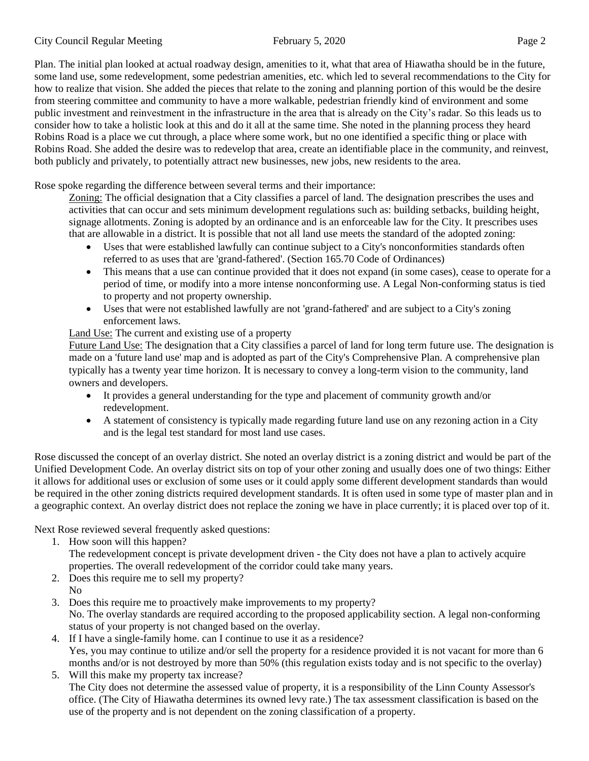Plan. The initial plan looked at actual roadway design, amenities to it, what that area of Hiawatha should be in the future, some land use, some redevelopment, some pedestrian amenities, etc. which led to several recommendations to the City for how to realize that vision. She added the pieces that relate to the zoning and planning portion of this would be the desire from steering committee and community to have a more walkable, pedestrian friendly kind of environment and some public investment and reinvestment in the infrastructure in the area that is already on the City's radar. So this leads us to consider how to take a holistic look at this and do it all at the same time. She noted in the planning process they heard Robins Road is a place we cut through, a place where some work, but no one identified a specific thing or place with Robins Road. She added the desire was to redevelop that area, create an identifiable place in the community, and reinvest, both publicly and privately, to potentially attract new businesses, new jobs, new residents to the area.

Rose spoke regarding the difference between several terms and their importance:

<u>Zoning:</u> The official designation that a City classifies a parcel of land. The designation prescribes the uses and activities that can occur and sets minimum development regulations such as: building setbacks, building height, signage allotments. Zoning is adopted by an ordinance and is an enforceable law for the City. It prescribes uses that are allowable in a district. It is possible that not all land use meets the standard of the adopted zoning:

- Uses that were established lawfully can continue subject to a City's nonconformities standards often referred to as uses that are 'grand-fathered'. (Section 165.70 Code of Ordinances)
- This means that a use can continue provided that it does not expand (in some cases), cease to operate for a period of time, or modify into a more intense nonconforming use. A Legal Non-conforming status is tied to property and not property ownership.
- Uses that were not established lawfully are not 'grand-fathered' and are subject to a City's zoning enforcement laws.

<u>Land Use:</u> The current and existing use of a property

<u>Future Land Use:</u> The designation that a City classifies a parcel of land for long term future use. The designation is made on a 'future land use' map and is adopted as part of the City's Comprehensive Plan. A comprehensive plan typically has a twenty year time horizon. It is necessary to convey a long-term vision to the community, land owners and developers.

- It provides a general understanding for the type and placement of community growth and/or redevelopment.
- A statement of consistency is typically made regarding future land use on any rezoning action in a City and is the legal test standard for most land use cases.

Rose discussed the concept of an overlay district. She noted an overlay district is a zoning district and would be part of the Unified Development Code. An overlay district sits on top of your other zoning and usually does one of two things: Either it allows for additional uses or exclusion of some uses or it could apply some different development standards than would be required in the other zoning districts required development standards. It is often used in some type of master plan and in a geographic context. An overlay district does not replace the zoning we have in place currently; it is placed over top of it.

Next Rose reviewed several frequently asked questions:

1. How soon will this happen?
   The redevelopment concept is private development driven - the City does not have a plan to actively acquire properties. The overall redevelopment of the corridor could take many years.
2. Does this require me to sell my property?
   No
3. Does this require me to proactively make improvements to my property?
   No. The overlay standards are required according to the proposed applicability section. A legal non-conforming status of your property is not changed based on the overlay.
4. If I have a single-family home. can I continue to use it as a residence?
   Yes, you may continue to utilize and/or sell the property for a residence provided it is not vacant for more than 6 months and/or is not destroyed by more than 50% (this regulation exists today and is not specific to the overlay)
5. Will this make my property tax increase?
   The City does not determine the assessed value of property, it is a responsibility of the Linn County Assessor's office. (The City of Hiawatha determines its owned levy rate.) The tax assessment classification is based on the use of the property and is not dependent on the zoning classification of a property.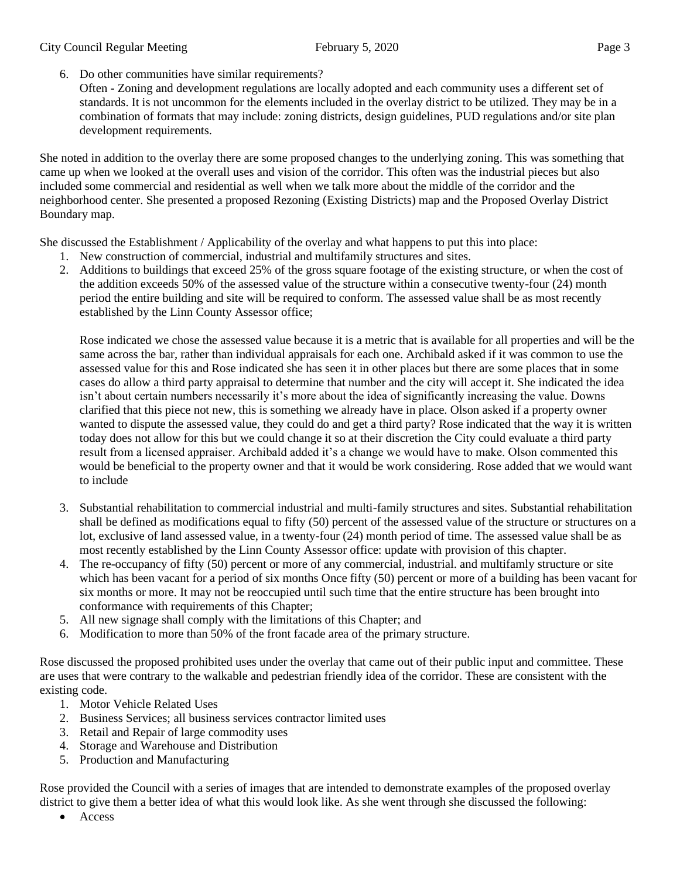6. Do other communities have similar requirements?
   Often - Zoning and development regulations are locally adopted and each community uses a different set of standards. It is not uncommon for the elements included in the overlay district to be utilized. They may be in a combination of formats that may include: zoning districts, design guidelines, PUD regulations and/or site plan development requirements.

She noted in addition to the overlay there are some proposed changes to the underlying zoning. This was something that came up when we looked at the overall uses and vision of the corridor. This often was the industrial pieces but also included some commercial and residential as well when we talk more about the middle of the corridor and the neighborhood center. She presented a proposed Rezoning (Existing Districts) map and the Proposed Overlay District Boundary map.

She discussed the Establishment / Applicability of the overlay and what happens to put this into place:

1. New construction of commercial, industrial and multifamily structures and sites.
2. Additions to buildings that exceed 25% of the gross square footage of the existing structure, or when the cost of the addition exceeds 50% of the assessed value of the structure within a consecutive twenty-four (24) month period the entire building and site will be required to conform. The assessed value shall be as most recently established by the Linn County Assessor office;

   Rose indicated we chose the assessed value because it is a metric that is available for all properties and will be the same across the bar, rather than individual appraisals for each one. Archibald asked if it was common to use the assessed value for this and Rose indicated she has seen it in other places but there are some places that in some cases do allow a third party appraisal to determine that number and the city will accept it. She indicated the idea isn't about certain numbers necessarily it's more about the idea of significantly increasing the value. Downs clarified that this piece not new, this is something we already have in place. Olson asked if a property owner wanted to dispute the assessed value, they could do and get a third party? Rose indicated that the way it is written today does not allow for this but we could change it so at their discretion the City could evaluate a third party result from a licensed appraiser. Archibald added it's a change we would have to make. Olson commented this would be beneficial to the property owner and that it would be work considering. Rose added that we would want to include

3. Substantial rehabilitation to commercial industrial and multi-family structures and sites. Substantial rehabilitation shall be defined as modifications equal to fifty (50) percent of the assessed value of the structure or structures on a lot, exclusive of land assessed value, in a twenty-four (24) month period of time. The assessed value shall be as most recently established by the Linn County Assessor office: update with provision of this chapter.
4. The re-occupancy of fifty (50) percent or more of any commercial, industrial. and multifamly structure or site which has been vacant for a period of six months Once fifty (50) percent or more of a building has been vacant for six months or more. It may not be reoccupied until such time that the entire structure has been brought into conformance with requirements of this Chapter;
5. All new signage shall comply with the limitations of this Chapter; and
6. Modification to more than 50% of the front facade area of the primary structure.

Rose discussed the proposed prohibited uses under the overlay that came out of their public input and committee. These are uses that were contrary to the walkable and pedestrian friendly idea of the corridor. These are consistent with the existing code.

1. Motor Vehicle Related Uses
2. Business Services; all business services contractor limited uses
3. Retail and Repair of large commodity uses
4. Storage and Warehouse and Distribution
5. Production and Manufacturing

Rose provided the Council with a series of images that are intended to demonstrate examples of the proposed overlay district to give them a better idea of what this would look like. As she went through she discussed the following:

- Access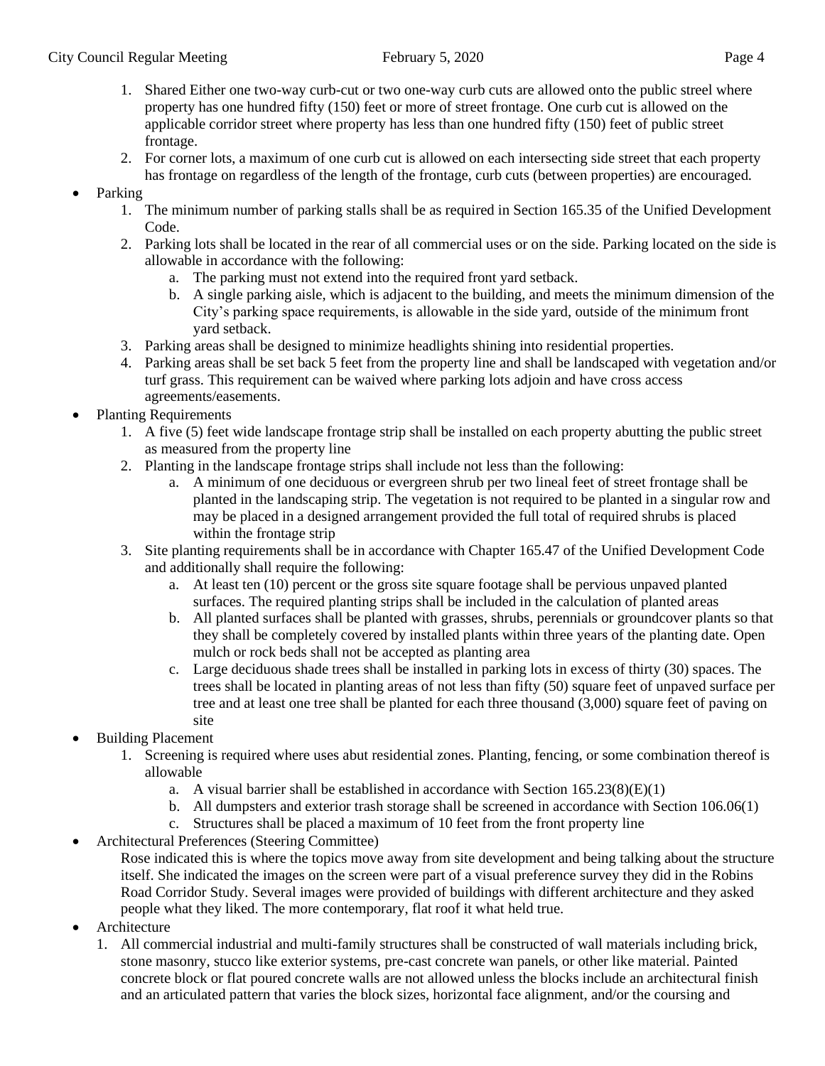1. Shared Either one two-way curb-cut or two one-way curb cuts are allowed onto the public streel where property has one hundred fifty (150) feet or more of street frontage. One curb cut is allowed on the applicable corridor street where property has less than one hundred fifty (150) feet of public street frontage.
2. For corner lots, a maximum of one curb cut is allowed on each intersecting side street that each property has frontage on regardless of the length of the frontage, curb cuts (between properties) are encouraged.

- Parking
  1. The minimum number of parking stalls shall be as required in Section 165.35 of the Unified Development Code.
  2. Parking lots shall be located in the rear of all commercial uses or on the side. Parking located on the side is allowable in accordance with the following:
     a. The parking must not extend into the required front yard setback.
     b. A single parking aisle, which is adjacent to the building, and meets the minimum dimension of the City's parking space requirements, is allowable in the side yard, outside of the minimum front yard setback.
  3. Parking areas shall be designed to minimize headlights shining into residential properties.
  4. Parking areas shall be set back 5 feet from the property line and shall be landscaped with vegetation and/or turf grass. This requirement can be waived where parking lots adjoin and have cross access agreements/easements.
- Planting Requirements
  1. A five (5) feet wide landscape frontage strip shall be installed on each property abutting the public street as measured from the property line
  2. Planting in the landscape frontage strips shall include not less than the following:
     a. A minimum of one deciduous or evergreen shrub per two lineal feet of street frontage shall be planted in the landscaping strip. The vegetation is not required to be planted in a singular row and may be placed in a designed arrangement provided the full total of required shrubs is placed within the frontage strip
  3. Site planting requirements shall be in accordance with Chapter 165.47 of the Unified Development Code and additionally shall require the following:
     a. At least ten (10) percent or the gross site square footage shall be pervious unpaved planted surfaces. The required planting strips shall be included in the calculation of planted areas
     b. All planted surfaces shall be planted with grasses, shrubs, perennials or groundcover plants so that they shall be completely covered by installed plants within three years of the planting date. Open mulch or rock beds shall not be accepted as planting area
     c. Large deciduous shade trees shall be installed in parking lots in excess of thirty (30) spaces. The trees shall be located in planting areas of not less than fifty (50) square feet of unpaved surface per tree and at least one tree shall be planted for each three thousand (3,000) square feet of paving on site
- Building Placement
  1. Screening is required where uses abut residential zones. Planting, fencing, or some combination thereof is allowable
     a. A visual barrier shall be established in accordance with Section 165.23(8)(E)(1)
     b. All dumpsters and exterior trash storage shall be screened in accordance with Section 106.06(1)
     c. Structures shall be placed a maximum of 10 feet from the front property line
- Architectural Preferences (Steering Committee)

  Rose indicated this is where the topics move away from site development and being talking about the structure itself. She indicated the images on the screen were part of a visual preference survey they did in the Robins Road Corridor Study. Several images were provided of buildings with different architecture and they asked people what they liked. The more contemporary, flat roof it what held true.
- Architecture
  1. All commercial industrial and multi-family structures shall be constructed of wall materials including brick, stone masonry, stucco like exterior systems, pre-cast concrete wan panels, or other like material. Painted concrete block or flat poured concrete walls are not allowed unless the blocks include an architectural finish and an articulated pattern that varies the block sizes, horizontal face alignment, and/or the coursing and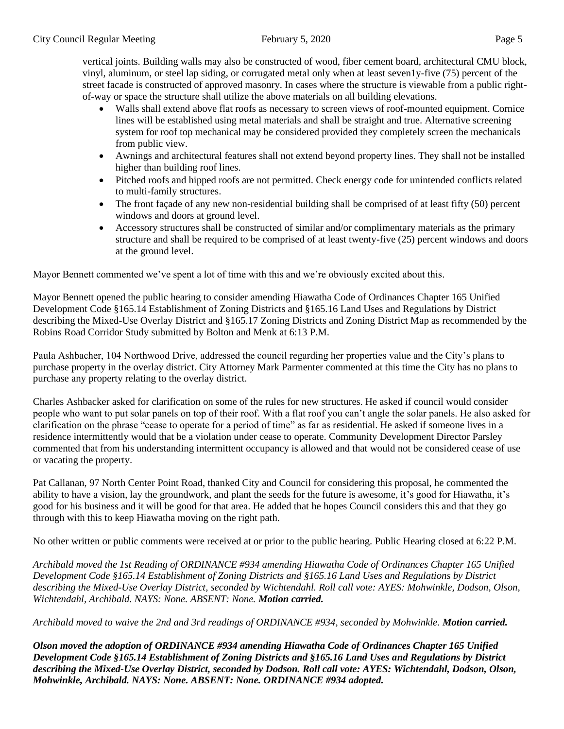vertical joints. Building walls may also be constructed of wood, fiber cement board, architectural CMU block, vinyl, aluminum, or steel lap siding, or corrugated metal only when at least seven1y-five (75) percent of the street facade is constructed of approved masonry. In cases where the structure is viewable from a public right-of-way or space the structure shall utilize the above materials on all building elevations.

- Walls shall extend above flat roofs as necessary to screen views of roof-mounted equipment. Cornice lines will be established using metal materials and shall be straight and true. Alternative screening system for roof top mechanical may be considered provided they completely screen the mechanicals from public view.
- Awnings and architectural features shall not extend beyond property lines. They shall not be installed higher than building roof lines.
- Pitched roofs and hipped roofs are not permitted. Check energy code for unintended conflicts related to multi-family structures.
- The front façade of any new non-residential building shall be comprised of at least fifty (50) percent windows and doors at ground level.
- Accessory structures shall be constructed of similar and/or complimentary materials as the primary structure and shall be required to be comprised of at least twenty-five (25) percent windows and doors at the ground level.

Mayor Bennett commented we've spent a lot of time with this and we're obviously excited about this.

Mayor Bennett opened the public hearing to consider amending Hiawatha Code of Ordinances Chapter 165 Unified Development Code §165.14 Establishment of Zoning Districts and §165.16 Land Uses and Regulations by District describing the Mixed-Use Overlay District and §165.17 Zoning Districts and Zoning District Map as recommended by the Robins Road Corridor Study submitted by Bolton and Menk at 6:13 P.M.

Paula Ashbacher, 104 Northwood Drive, addressed the council regarding her properties value and the City's plans to purchase property in the overlay district. City Attorney Mark Parmenter commented at this time the City has no plans to purchase any property relating to the overlay district.

Charles Ashbacker asked for clarification on some of the rules for new structures. He asked if council would consider people who want to put solar panels on top of their roof. With a flat roof you can't angle the solar panels. He also asked for clarification on the phrase "cease to operate for a period of time" as far as residential. He asked if someone lives in a residence intermittently would that be a violation under cease to operate. Community Development Director Parsley commented that from his understanding intermittent occupancy is allowed and that would not be considered cease of use or vacating the property.

Pat Callanan, 97 North Center Point Road, thanked City and Council for considering this proposal, he commented the ability to have a vision, lay the groundwork, and plant the seeds for the future is awesome, it's good for Hiawatha, it's good for his business and it will be good for that area. He added that he hopes Council considers this and that they go through with this to keep Hiawatha moving on the right path.

No other written or public comments were received at or prior to the public hearing. Public Hearing closed at 6:22 P.M.

*Archibald moved the 1st Reading of ORDINANCE #934 amending Hiawatha Code of Ordinances Chapter 165 Unified Development Code §165.14 Establishment of Zoning Districts and §165.16 Land Uses and Regulations by District describing the Mixed-Use Overlay District, seconded by Wichtendahl. Roll call vote: AYES: Mohwinkle, Dodson, Olson, Wichtendahl, Archibald. NAYS: None. ABSENT: None.* ***Motion carried.***

*Archibald moved to waive the 2nd and 3rd readings of ORDINANCE #934, seconded by Mohwinkle.* ***Motion carried.***

***Olson moved the adoption of ORDINANCE #934 amending Hiawatha Code of Ordinances Chapter 165 Unified Development Code §165.14 Establishment of Zoning Districts and §165.16 Land Uses and Regulations by District describing the Mixed-Use Overlay District, seconded by Dodson. Roll call vote: AYES: Wichtendahl, Dodson, Olson, Mohwinkle, Archibald. NAYS: None. ABSENT: None. ORDINANCE #934 adopted.***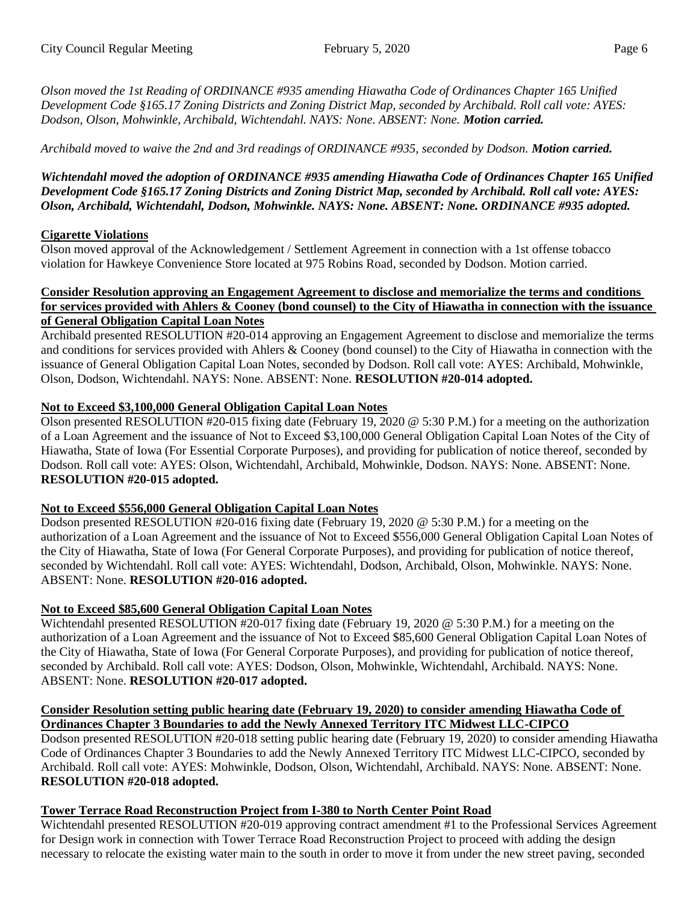*Olson moved the 1st Reading of ORDINANCE #935 amending Hiawatha Code of Ordinances Chapter 165 Unified Development Code §165.17 Zoning Districts and Zoning District Map, seconded by Archibald. Roll call vote: AYES: Dodson, Olson, Mohwinkle, Archibald, Wichtendahl. NAYS: None. ABSENT: None.* ***Motion carried.***

*Archibald moved to waive the 2nd and 3rd readings of ORDINANCE #935, seconded by Dodson.* ***Motion carried.***

***Wichtendahl moved the adoption of ORDINANCE #935 amending Hiawatha Code of Ordinances Chapter 165 Unified Development Code §165.17 Zoning Districts and Zoning District Map, seconded by Archibald. Roll call vote: AYES: Olson, Archibald, Wichtendahl, Dodson, Mohwinkle. NAYS: None. ABSENT: None. ORDINANCE #935 adopted.***

**Cigarette Violations**

Olson moved approval of the Acknowledgement / Settlement Agreement in connection with a 1st offense tobacco violation for Hawkeye Convenience Store located at 975 Robins Road, seconded by Dodson. Motion carried.

**Consider Resolution approving an Engagement Agreement to disclose and memorialize the terms and conditions for services provided with Ahlers & Cooney (bond counsel) to the City of Hiawatha in connection with the issuance of General Obligation Capital Loan Notes**

Archibald presented RESOLUTION #20-014 approving an Engagement Agreement to disclose and memorialize the terms and conditions for services provided with Ahlers & Cooney (bond counsel) to the City of Hiawatha in connection with the issuance of General Obligation Capital Loan Notes, seconded by Dodson. Roll call vote: AYES: Archibald, Mohwinkle, Olson, Dodson, Wichtendahl. NAYS: None. ABSENT: None. **RESOLUTION #20-014 adopted.**

**Not to Exceed $3,100,000 General Obligation Capital Loan Notes**

Olson presented RESOLUTION #20-015 fixing date (February 19, 2020 @ 5:30 P.M.) for a meeting on the authorization of a Loan Agreement and the issuance of Not to Exceed $3,100,000 General Obligation Capital Loan Notes of the City of Hiawatha, State of Iowa (For Essential Corporate Purposes), and providing for publication of notice thereof, seconded by Dodson. Roll call vote: AYES: Olson, Wichtendahl, Archibald, Mohwinkle, Dodson. NAYS: None. ABSENT: None. **RESOLUTION #20-015 adopted.**

**Not to Exceed $556,000 General Obligation Capital Loan Notes**

Dodson presented RESOLUTION #20-016 fixing date (February 19, 2020 @ 5:30 P.M.) for a meeting on the authorization of a Loan Agreement and the issuance of Not to Exceed $556,000 General Obligation Capital Loan Notes of the City of Hiawatha, State of Iowa (For General Corporate Purposes), and providing for publication of notice thereof, seconded by Wichtendahl. Roll call vote: AYES: Wichtendahl, Dodson, Archibald, Olson, Mohwinkle. NAYS: None. ABSENT: None. **RESOLUTION #20-016 adopted.**

**Not to Exceed $85,600 General Obligation Capital Loan Notes**

Wichtendahl presented RESOLUTION #20-017 fixing date (February 19, 2020 @ 5:30 P.M.) for a meeting on the authorization of a Loan Agreement and the issuance of Not to Exceed $85,600 General Obligation Capital Loan Notes of the City of Hiawatha, State of Iowa (For General Corporate Purposes), and providing for publication of notice thereof, seconded by Archibald. Roll call vote: AYES: Dodson, Olson, Mohwinkle, Wichtendahl, Archibald. NAYS: None. ABSENT: None. **RESOLUTION #20-017 adopted.**

**Consider Resolution setting public hearing date (February 19, 2020) to consider amending Hiawatha Code of Ordinances Chapter 3 Boundaries to add the Newly Annexed Territory ITC Midwest LLC-CIPCO**

Dodson presented RESOLUTION #20-018 setting public hearing date (February 19, 2020) to consider amending Hiawatha Code of Ordinances Chapter 3 Boundaries to add the Newly Annexed Territory ITC Midwest LLC-CIPCO, seconded by Archibald. Roll call vote: AYES: Mohwinkle, Dodson, Olson, Wichtendahl, Archibald. NAYS: None. ABSENT: None. **RESOLUTION #20-018 adopted.**

**Tower Terrace Road Reconstruction Project from I-380 to North Center Point Road**

Wichtendahl presented RESOLUTION #20-019 approving contract amendment #1 to the Professional Services Agreement for Design work in connection with Tower Terrace Road Reconstruction Project to proceed with adding the design necessary to relocate the existing water main to the south in order to move it from under the new street paving, seconded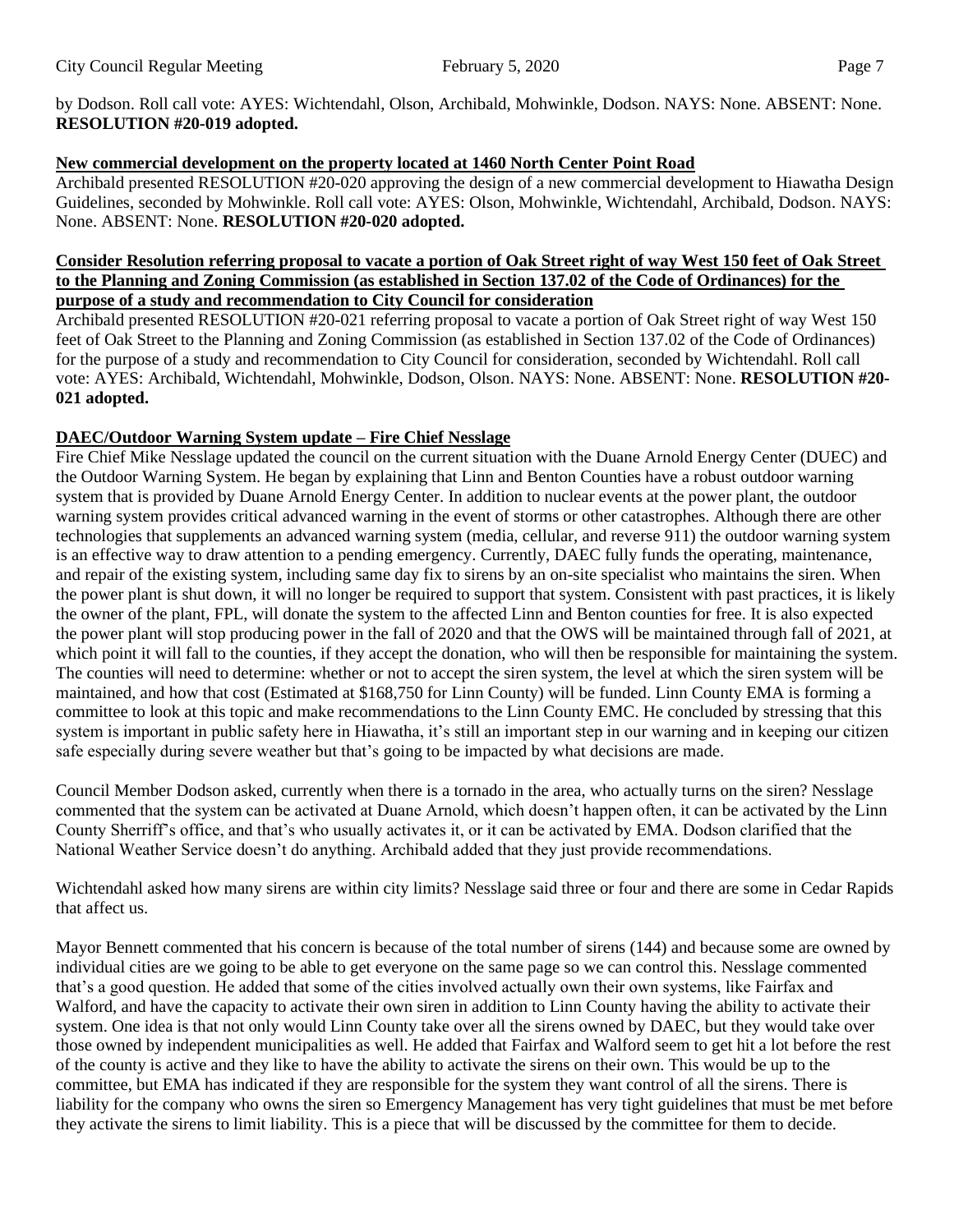by Dodson. Roll call vote: AYES: Wichtendahl, Olson, Archibald, Mohwinkle, Dodson. NAYS: None. ABSENT: None. **RESOLUTION #20-019 adopted.**

**New commercial development on the property located at 1460 North Center Point Road**

Archibald presented RESOLUTION #20-020 approving the design of a new commercial development to Hiawatha Design Guidelines, seconded by Mohwinkle. Roll call vote: AYES: Olson, Mohwinkle, Wichtendahl, Archibald, Dodson. NAYS: None. ABSENT: None. **RESOLUTION #20-020 adopted.**

**Consider Resolution referring proposal to vacate a portion of Oak Street right of way West 150 feet of Oak Street to the Planning and Zoning Commission (as established in Section 137.02 of the Code of Ordinances) for the purpose of a study and recommendation to City Council for consideration**

Archibald presented RESOLUTION #20-021 referring proposal to vacate a portion of Oak Street right of way West 150 feet of Oak Street to the Planning and Zoning Commission (as established in Section 137.02 of the Code of Ordinances) for the purpose of a study and recommendation to City Council for consideration, seconded by Wichtendahl. Roll call vote: AYES: Archibald, Wichtendahl, Mohwinkle, Dodson, Olson. NAYS: None. ABSENT: None. **RESOLUTION #20-021 adopted.**

**DAEC/Outdoor Warning System update – Fire Chief Nesslage**

Fire Chief Mike Nesslage updated the council on the current situation with the Duane Arnold Energy Center (DUEC) and the Outdoor Warning System. He began by explaining that Linn and Benton Counties have a robust outdoor warning system that is provided by Duane Arnold Energy Center. In addition to nuclear events at the power plant, the outdoor warning system provides critical advanced warning in the event of storms or other catastrophes. Although there are other technologies that supplements an advanced warning system (media, cellular, and reverse 911) the outdoor warning system is an effective way to draw attention to a pending emergency. Currently, DAEC fully funds the operating, maintenance, and repair of the existing system, including same day fix to sirens by an on-site specialist who maintains the siren. When the power plant is shut down, it will no longer be required to support that system. Consistent with past practices, it is likely the owner of the plant, FPL, will donate the system to the affected Linn and Benton counties for free. It is also expected the power plant will stop producing power in the fall of 2020 and that the OWS will be maintained through fall of 2021, at which point it will fall to the counties, if they accept the donation, who will then be responsible for maintaining the system. The counties will need to determine: whether or not to accept the siren system, the level at which the siren system will be maintained, and how that cost (Estimated at $168,750 for Linn County) will be funded. Linn County EMA is forming a committee to look at this topic and make recommendations to the Linn County EMC. He concluded by stressing that this system is important in public safety here in Hiawatha, it's still an important step in our warning and in keeping our citizen safe especially during severe weather but that's going to be impacted by what decisions are made.

Council Member Dodson asked, currently when there is a tornado in the area, who actually turns on the siren? Nesslage commented that the system can be activated at Duane Arnold, which doesn't happen often, it can be activated by the Linn County Sherriff's office, and that's who usually activates it, or it can be activated by EMA. Dodson clarified that the National Weather Service doesn't do anything. Archibald added that they just provide recommendations.

Wichtendahl asked how many sirens are within city limits? Nesslage said three or four and there are some in Cedar Rapids that affect us.

Mayor Bennett commented that his concern is because of the total number of sirens (144) and because some are owned by individual cities are we going to be able to get everyone on the same page so we can control this. Nesslage commented that's a good question. He added that some of the cities involved actually own their own systems, like Fairfax and Walford, and have the capacity to activate their own siren in addition to Linn County having the ability to activate their system. One idea is that not only would Linn County take over all the sirens owned by DAEC, but they would take over those owned by independent municipalities as well. He added that Fairfax and Walford seem to get hit a lot before the rest of the county is active and they like to have the ability to activate the sirens on their own. This would be up to the committee, but EMA has indicated if they are responsible for the system they want control of all the sirens. There is liability for the company who owns the siren so Emergency Management has very tight guidelines that must be met before they activate the sirens to limit liability. This is a piece that will be discussed by the committee for them to decide.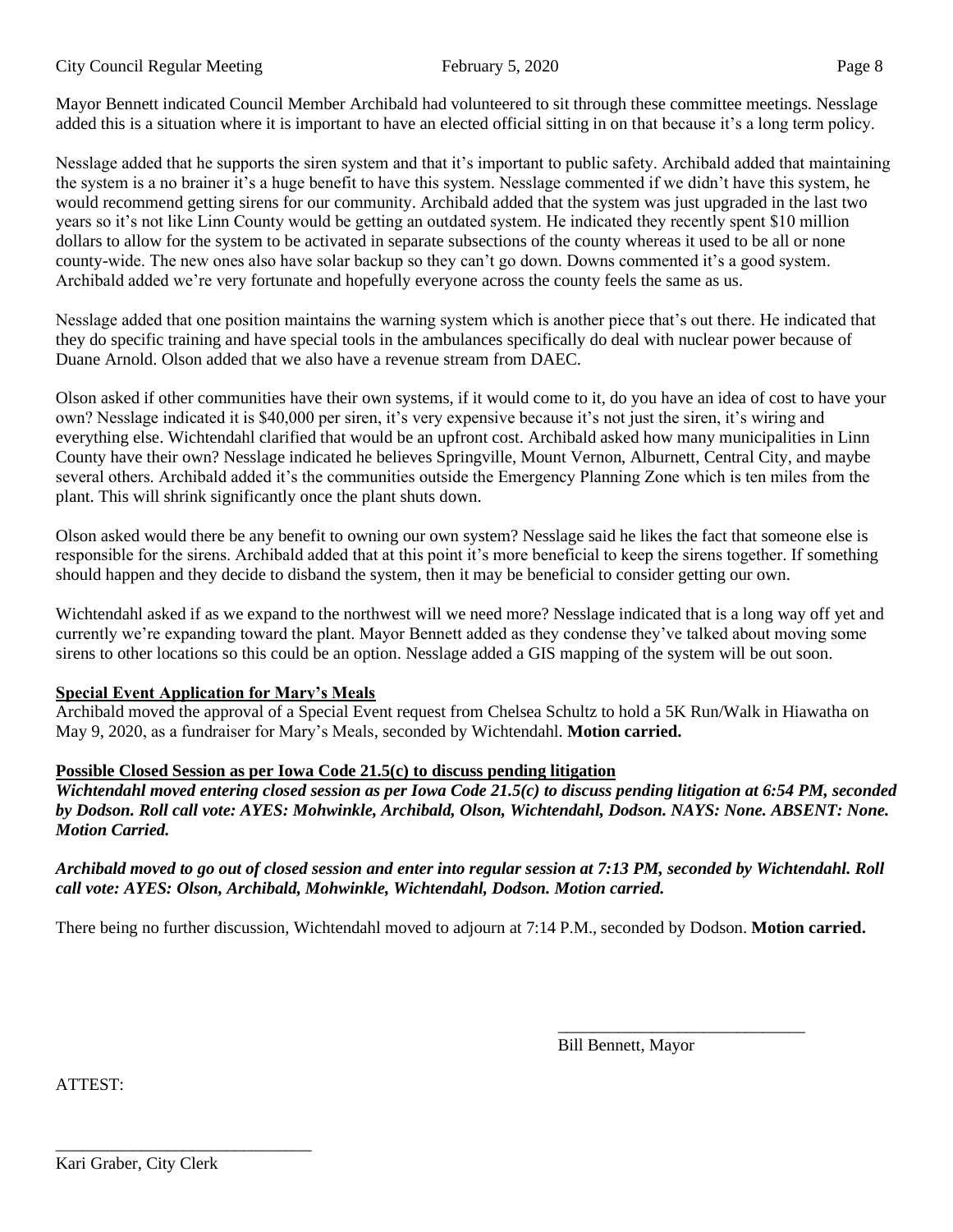Mayor Bennett indicated Council Member Archibald had volunteered to sit through these committee meetings. Nesslage added this is a situation where it is important to have an elected official sitting in on that because it's a long term policy.

Nesslage added that he supports the siren system and that it's important to public safety. Archibald added that maintaining the system is a no brainer it's a huge benefit to have this system. Nesslage commented if we didn't have this system, he would recommend getting sirens for our community. Archibald added that the system was just upgraded in the last two years so it's not like Linn County would be getting an outdated system. He indicated they recently spent $10 million dollars to allow for the system to be activated in separate subsections of the county whereas it used to be all or none county-wide. The new ones also have solar backup so they can't go down. Downs commented it's a good system. Archibald added we're very fortunate and hopefully everyone across the county feels the same as us.

Nesslage added that one position maintains the warning system which is another piece that's out there. He indicated that they do specific training and have special tools in the ambulances specifically do deal with nuclear power because of Duane Arnold. Olson added that we also have a revenue stream from DAEC.

Olson asked if other communities have their own systems, if it would come to it, do you have an idea of cost to have your own? Nesslage indicated it is $40,000 per siren, it's very expensive because it's not just the siren, it's wiring and everything else. Wichtendahl clarified that would be an upfront cost. Archibald asked how many municipalities in Linn County have their own? Nesslage indicated he believes Springville, Mount Vernon, Alburnett, Central City, and maybe several others. Archibald added it's the communities outside the Emergency Planning Zone which is ten miles from the plant. This will shrink significantly once the plant shuts down.

Olson asked would there be any benefit to owning our own system? Nesslage said he likes the fact that someone else is responsible for the sirens. Archibald added that at this point it's more beneficial to keep the sirens together. If something should happen and they decide to disband the system, then it may be beneficial to consider getting our own.

Wichtendahl asked if as we expand to the northwest will we need more? Nesslage indicated that is a long way off yet and currently we're expanding toward the plant. Mayor Bennett added as they condense they've talked about moving some sirens to other locations so this could be an option. Nesslage added a GIS mapping of the system will be out soon.

**Special Event Application for Mary's Meals**

Archibald moved the approval of a Special Event request from Chelsea Schultz to hold a 5K Run/Walk in Hiawatha on May 9, 2020, as a fundraiser for Mary's Meals, seconded by Wichtendahl. **Motion carried.**

**Possible Closed Session as per Iowa Code 21.5(c) to discuss pending litigation**

***Wichtendahl moved entering closed session as per Iowa Code 21.5(c) to discuss pending litigation at 6:54 PM, seconded by Dodson. Roll call vote: AYES: Mohwinkle, Archibald, Olson, Wichtendahl, Dodson. NAYS: None. ABSENT: None. Motion Carried.***

***Archibald moved to go out of closed session and enter into regular session at 7:13 PM, seconded by Wichtendahl. Roll call vote: AYES: Olson, Archibald, Mohwinkle, Wichtendahl, Dodson. Motion carried.***

There being no further discussion, Wichtendahl moved to adjourn at 7:14 P.M., seconded by Dodson. **Motion carried.**

_____________________________

Bill Bennett, Mayor

ATTEST:

_____________________________

Kari Graber, City Clerk